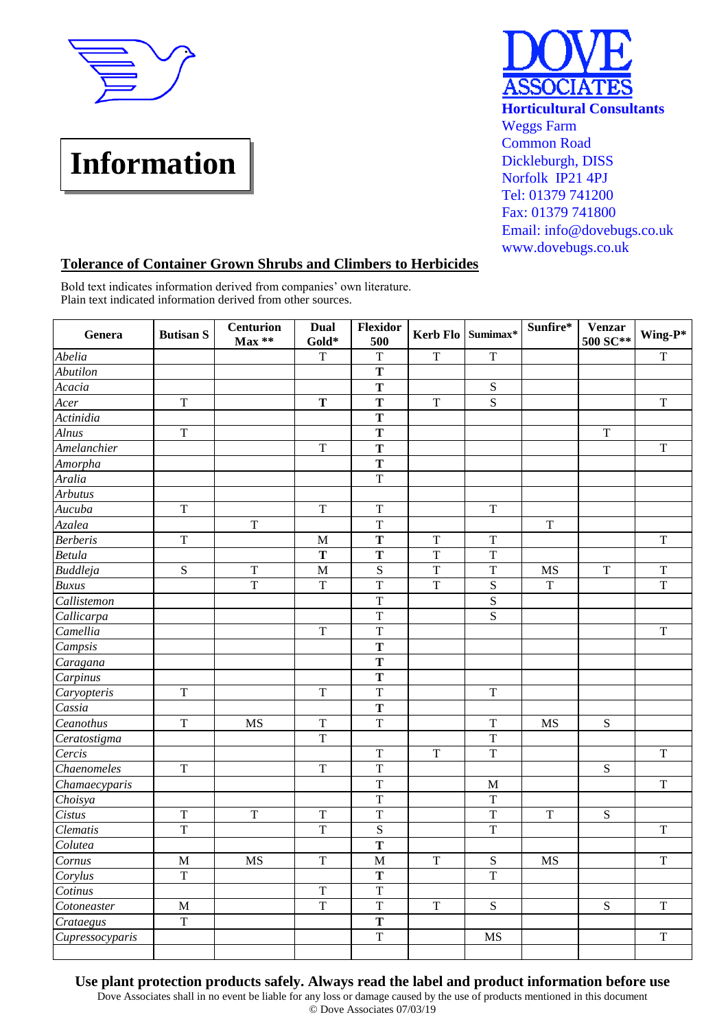# Information

**DOVE ASSOCIATES**
**Horticultural Consultants**
Weggs Farm
Common Road
Dickleburgh, DISS
Norfolk IP21 4PJ
Tel: 01379 741200
Fax: 01379 741800
Email: info@dovebugs.co.uk
www.dovebugs.co.uk

## Tolerance of Container Grown Shrubs and Climbers to Herbicides

Bold text indicates information derived from companies' own literature.
Plain text indicated information derived from other sources.

| Genera | Butisan S | Centurion Max ** | Dual Gold* | Flexidor 500 | Kerb Flo | Sumimax* | Sunfire* | Venzar 500 SC** | Wing-P* |
|---|---|---|---|---|---|---|---|---|---|
| *Abelia* | | | T | T | T | T | | | T |
| *Abutilon* | | | | **T** | | | | | |
| *Acacia* | | | | **T** | | S | | | |
| *Acer* | T | | **T** | **T** | T | S | | | T |
| *Actinidia* | | | | **T** | | | | | |
| *Alnus* | T | | | **T** | | | | T | |
| *Amelanchier* | | | T | **T** | | | | | T |
| *Amorpha* | | | | **T** | | | | | |
| *Aralia* | | | | T | | | | | |
| *Arbutus* | | | | | | | | | |
| *Aucuba* | T | | T | T | | T | | | |
| *Azalea* | | T | | T | | | T | | |
| *Berberis* | T | | M | **T** | T | T | | | T |
| *Betula* | | | **T** | **T** | T | T | | | |
| *Buddleja* | S | T | M | S | T | T | MS | T | T |
| *Buxus* | | T | T | T | T | S | T | | T |
| *Callistemon* | | | | T | | S | | | |
| *Callicarpa* | | | | T | | S | | | |
| *Camellia* | | | T | T | | | | | T |
| *Campsis* | | | | **T** | | | | | |
| *Caragana* | | | | **T** | | | | | |
| *Carpinus* | | | | **T** | | | | | |
| *Caryopteris* | T | | T | T | | T | | | |
| *Cassia* | | | | **T** | | | | | |
| *Ceanothus* | T | MS | T | T | | T | MS | S | |
| *Ceratostigma* | | | T | | | T | | | |
| *Cercis* | | | | T | T | T | | | T |
| *Chaenomeles* | T | | T | T | | | | S | |
| *Chamaecyparis* | | | | T | | M | | | T |
| *Choisya* | | | | T | | T | | | |
| *Cistus* | T | T | T | T | | T | T | S | |
| *Clematis* | T | | T | S | | T | | | T |
| *Colutea* | | | | **T** | | | | | |
| *Cornus* | M | MS | T | M | T | S | MS | | T |
| *Corylus* | T | | | **T** | | T | | | |
| *Cotinus* | | | T | T | | | | | |
| *Cotoneaster* | M | | T | T | T | S | | S | T |
| *Crataegus* | T | | | **T** | | | | | |
| *Cupressocyparis* | | | | T | | MS | | | T |

**Use plant protection products safely. Always read the label and product information before use**

Dove Associates shall in no event be liable for any loss or damage caused by the use of products mentioned in this document

© Dove Associates 07/03/19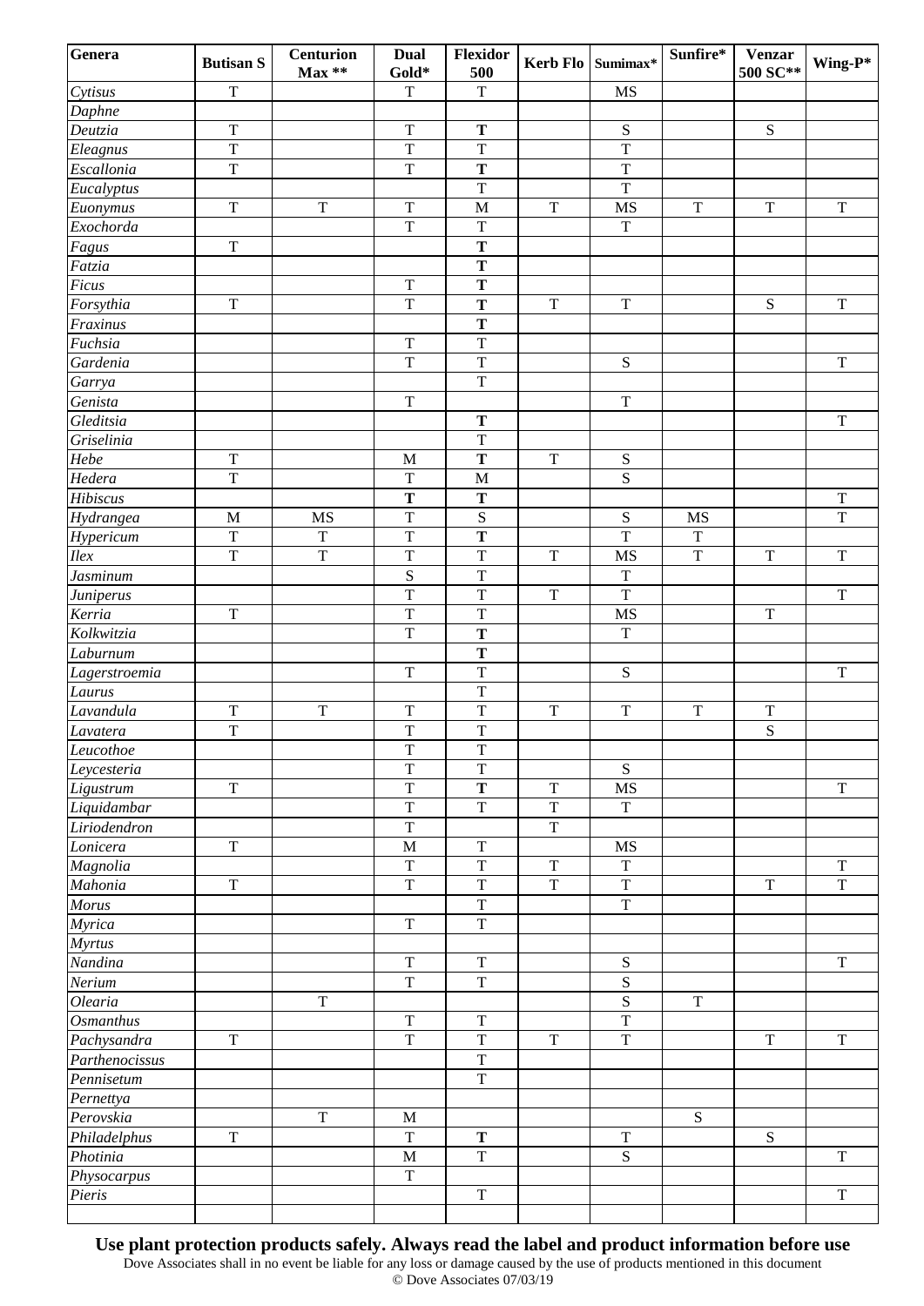| Genera | Butisan S | Centurion Max ** | Dual Gold* | Flexidor 500 | Kerb Flo | Sumimax* | Sunfire* | Venzar 500 SC** | Wing-P* |
|---|---|---|---|---|---|---|---|---|---|
| *Cytisus* | T | | T | T | | MS | | | |
| *Daphne* | | | | | | | | | |
| *Deutzia* | T | | T | **T** | | S | | S | |
| *Eleagnus* | T | | T | T | | T | | | |
| *Escallonia* | T | | T | **T** | | T | | | |
| *Eucalyptus* | | | | T | | T | | | |
| *Euonymus* | T | T | T | M | T | MS | T | T | T |
| *Exochorda* | | | T | T | | T | | | |
| *Fagus* | T | | | **T** | | | | | |
| *Fatzia* | | | | **T** | | | | | |
| *Ficus* | | | T | **T** | | | | | |
| *Forsythia* | T | | T | **T** | T | T | | S | T |
| *Fraxinus* | | | | **T** | | | | | |
| *Fuchsia* | | | T | T | | | | | |
| *Gardenia* | | | T | T | | S | | | T |
| *Garrya* | | | | T | | | | | |
| *Genista* | | | T | | | T | | | |
| *Gleditsia* | | | | **T** | | | | | T |
| *Griselinia* | | | | T | | | | | |
| *Hebe* | T | | M | **T** | T | S | | | |
| *Hedera* | T | | T | M | | S | | | |
| *Hibiscus* | | | **T** | **T** | | | | | T |
| *Hydrangea* | M | MS | T | S | | S | MS | | T |
| *Hypericum* | T | T | T | **T** | | T | T | | |
| *Ilex* | T | T | T | T | T | MS | T | T | T |
| *Jasminum* | | | S | T | | T | | | |
| *Juniperus* | | | T | T | T | T | | | T |
| *Kerria* | T | | T | T | | MS | | T | |
| *Kolkwitzia* | | | T | **T** | | T | | | |
| *Laburnum* | | | | **T** | | | | | |
| *Lagerstroemia* | | | T | T | | S | | | T |
| *Laurus* | | | | T | | | | | |
| *Lavandula* | T | T | T | T | T | T | T | T | |
| *Lavatera* | T | | T | T | | | | S | |
| *Leucothoe* | | | T | T | | | | | |
| *Leycesteria* | | | T | T | | S | | | |
| *Ligustrum* | T | | T | **T** | T | MS | | | T |
| *Liquidambar* | | | T | T | T | T | | | |
| *Liriodendron* | | | T | | T | | | | |
| *Lonicera* | T | | M | T | | MS | | | |
| *Magnolia* | | | T | T | T | T | | | T |
| *Mahonia* | T | | T | T | T | T | | T | T |
| *Morus* | | | | T | | T | | | |
| *Myrica* | | | T | T | | | | | |
| *Myrtus* | | | | | | | | | |
| *Nandina* | | | T | T | | S | | | T |
| *Nerium* | | | T | T | | S | | | |
| *Olearia* | | T | | | | S | T | | |
| *Osmanthus* | | | T | T | | T | | | |
| *Pachysandra* | T | | T | T | T | T | | T | T |
| *Parthenocissus* | | | | T | | | | | |
| *Pennisetum* | | | | T | | | | | |
| *Pernettya* | | | | | | | | | |
| *Perovskia* | | T | M | | | | S | | |
| *Philadelphus* | T | | T | **T** | | T | | S | |
| *Photinia* | | | M | T | | S | | | T |
| *Physocarpus* | | | T | | | | | | |
| *Pieris* | | | | T | | | | | T |
| | | | | | | | | | |

**Use plant protection products safely. Always read the label and product information before use**

Dove Associates shall in no event be liable for any loss or damage caused by the use of products mentioned in this document

© Dove Associates 07/03/19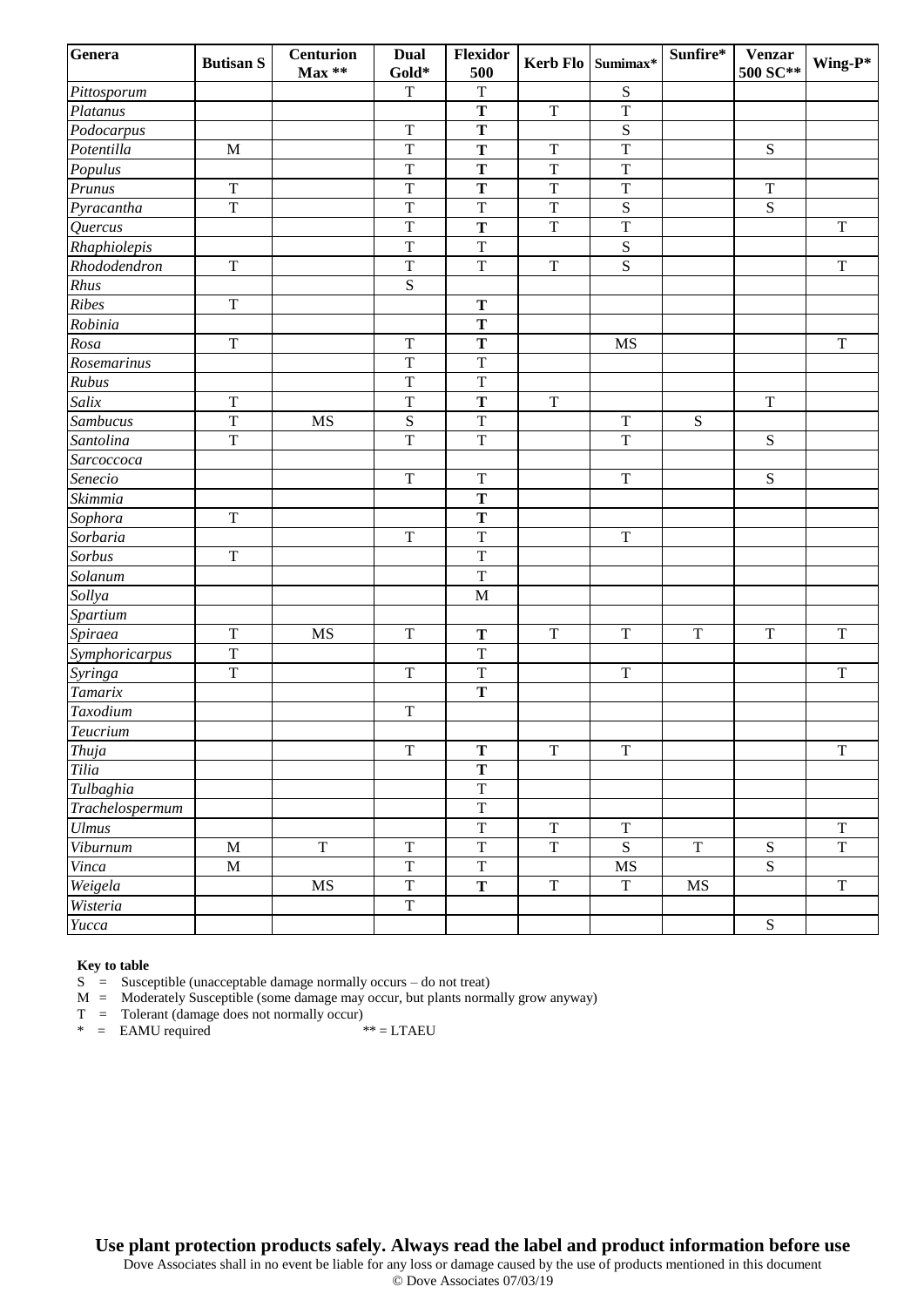| Genera | Butisan S | Centurion Max ** | Dual Gold* | Flexidor 500 | Kerb Flo | Sumimax* | Sunfire* | Venzar 500 SC** | Wing-P* |
|---|---|---|---|---|---|---|---|---|---|
| *Pittosporum* | | | T | T | | S | | | |
| *Platanus* | | | | **T** | T | T | | | |
| *Podocarpus* | | | T | **T** | | S | | | |
| *Potentilla* | M | | T | **T** | T | T | | S | |
| *Populus* | | | T | **T** | T | T | | | |
| *Prunus* | T | | T | **T** | T | T | | T | |
| *Pyracantha* | T | | T | T | T | S | | S | |
| *Quercus* | | | T | **T** | T | T | | | T |
| *Rhaphiolepis* | | | T | T | | S | | | |
| *Rhododendron* | T | | T | T | T | S | | | T |
| *Rhus* | | | S | | | | | | |
| *Ribes* | T | | | **T** | | | | | |
| *Robinia* | | | | **T** | | | | | |
| *Rosa* | T | | T | **T** | | MS | | | T |
| *Rosemarinus* | | | T | T | | | | | |
| *Rubus* | | | T | T | | | | | |
| *Salix* | T | | T | **T** | T | | | T | |
| *Sambucus* | T | MS | S | T | | T | S | | |
| *Santolina* | T | | T | T | | T | | S | |
| *Sarcoccoca* | | | | | | | | | |
| *Senecio* | | | T | T | | T | | S | |
| *Skimmia* | | | | **T** | | | | | |
| *Sophora* | T | | | **T** | | | | | |
| *Sorbaria* | | | T | T | | T | | | |
| *Sorbus* | T | | | T | | | | | |
| *Solanum* | | | | T | | | | | |
| *Sollya* | | | | M | | | | | |
| *Spartium* | | | | | | | | | |
| *Spiraea* | T | MS | T | **T** | T | T | T | T | T |
| *Symphoricarpus* | T | | | T | | | | | |
| *Syringa* | T | | T | T | | T | | | T |
| *Tamarix* | | | | **T** | | | | | |
| *Taxodium* | | | T | | | | | | |
| *Teucrium* | | | | | | | | | |
| *Thuja* | | | T | **T** | T | T | | | T |
| *Tilia* | | | | **T** | | | | | |
| *Tulbaghia* | | | | T | | | | | |
| *Trachelospermum* | | | | T | | | | | |
| *Ulmus* | | | | T | T | T | | | T |
| *Viburnum* | M | T | T | T | T | S | T | S | T |
| *Vinca* | M | | T | T | | MS | | S | |
| *Weigela* | | MS | T | **T** | T | T | MS | | T |
| *Wisteria* | | | T | | | | | | |
| *Yucca* | | | | | | | | S | |

**Key to table**

S = Susceptible (unacceptable damage normally occurs – do not treat)
M = Moderately Susceptible (some damage may occur, but plants normally grow anyway)
T = Tolerant (damage does not normally occur)
* = EAMU required ** = LTAEU

**Use plant protection products safely. Always read the label and product information before use**

Dove Associates shall in no event be liable for any loss or damage caused by the use of products mentioned in this document

© Dove Associates 07/03/19